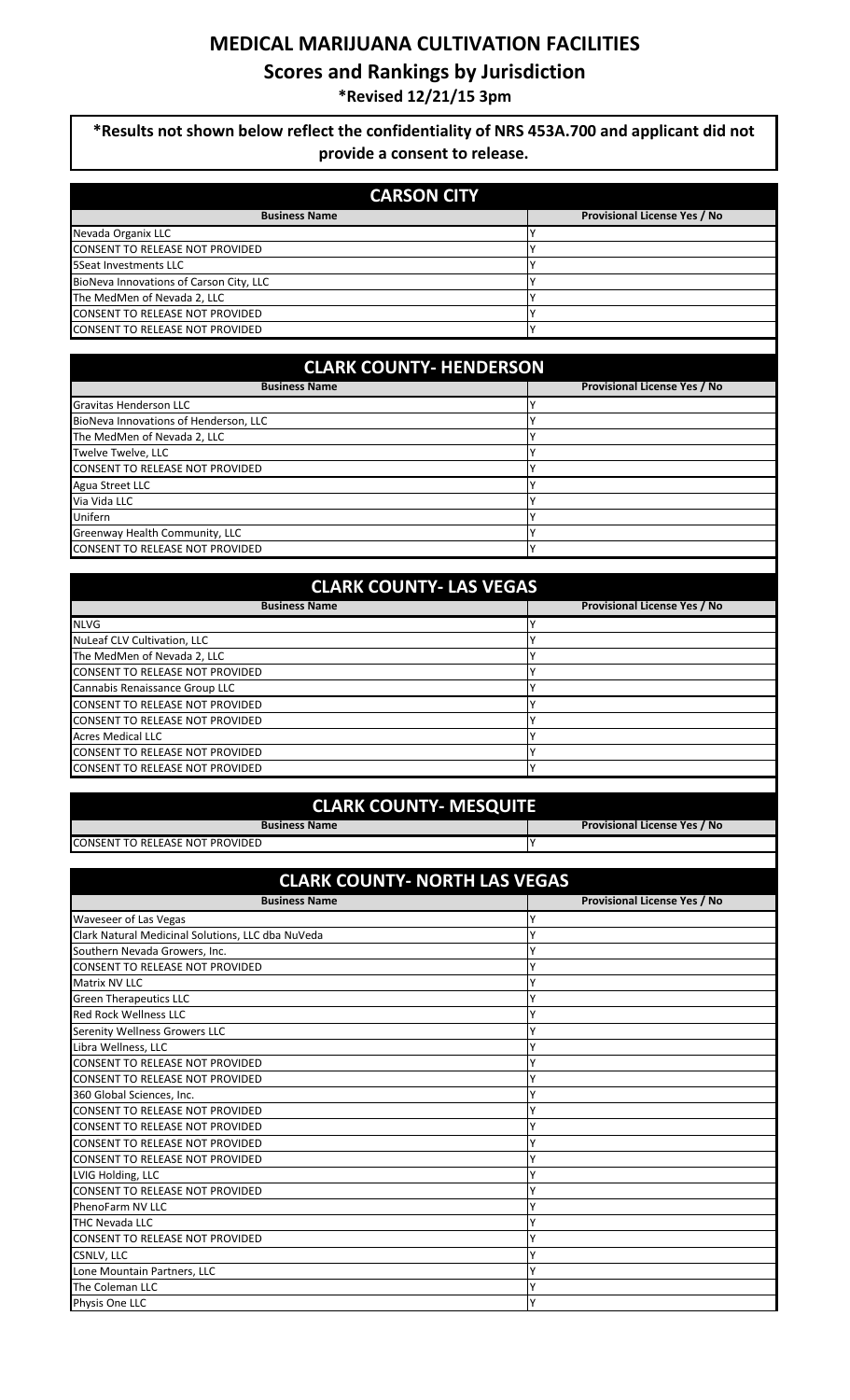# MEDICAL MARIJUANA CULTIVATION FACILITIES

## Scores and Rankings by Jurisdiction

**\*Revised 12/21/15 3pm**

**\*Results not shown below reflect the confidentiality of NRS 453A.700 and applicant did not provide a consent to release.**

### CARSON CITY

| Business Name | Provisional License Yes / No |
|---|---|
| Nevada Organix LLC | Y |
| CONSENT TO RELEASE NOT PROVIDED | Y |
| 5Seat Investments LLC | Y |
| BioNeva Innovations of Carson City, LLC | Y |
| The MedMen of Nevada 2, LLC | Y |
| CONSENT TO RELEASE NOT PROVIDED | Y |
| CONSENT TO RELEASE NOT PROVIDED | Y |

### CLARK COUNTY- HENDERSON

| Business Name | Provisional License Yes / No |
|---|---|
| Gravitas Henderson LLC | Y |
| BioNeva Innovations of Henderson, LLC | Y |
| The MedMen of Nevada 2, LLC | Y |
| Twelve Twelve, LLC | Y |
| CONSENT TO RELEASE NOT PROVIDED | Y |
| Agua Street LLC | Y |
| Via Vida LLC | Y |
| Unifern | Y |
| Greenway Health Community, LLC | Y |
| CONSENT TO RELEASE NOT PROVIDED | Y |

### CLARK COUNTY- LAS VEGAS

| Business Name | Provisional License Yes / No |
|---|---|
| NLVG | Y |
| NuLeaf CLV Cultivation, LLC | Y |
| The MedMen of Nevada 2, LLC | Y |
| CONSENT TO RELEASE NOT PROVIDED | Y |
| Cannabis Renaissance Group LLC | Y |
| CONSENT TO RELEASE NOT PROVIDED | Y |
| CONSENT TO RELEASE NOT PROVIDED | Y |
| Acres Medical LLC | Y |
| CONSENT TO RELEASE NOT PROVIDED | Y |
| CONSENT TO RELEASE NOT PROVIDED | Y |

### CLARK COUNTY- MESQUITE

| Business Name | Provisional License Yes / No |
|---|---|
| CONSENT TO RELEASE NOT PROVIDED | Y |

### CLARK COUNTY- NORTH LAS VEGAS

| Business Name | Provisional License Yes / No |
|---|---|
| Waveseer of Las Vegas | Y |
| Clark Natural Medicinal Solutions, LLC dba NuVeda | Y |
| Southern Nevada Growers, Inc. | Y |
| CONSENT TO RELEASE NOT PROVIDED | Y |
| Matrix NV LLC | Y |
| Green Therapeutics LLC | Y |
| Red Rock Wellness LLC | Y |
| Serenity Wellness Growers LLC | Y |
| Libra Wellness, LLC | Y |
| CONSENT TO RELEASE NOT PROVIDED | Y |
| CONSENT TO RELEASE NOT PROVIDED | Y |
| 360 Global Sciences, Inc. | Y |
| CONSENT TO RELEASE NOT PROVIDED | Y |
| CONSENT TO RELEASE NOT PROVIDED | Y |
| CONSENT TO RELEASE NOT PROVIDED | Y |
| CONSENT TO RELEASE NOT PROVIDED | Y |
| LVIG Holding, LLC | Y |
| CONSENT TO RELEASE NOT PROVIDED | Y |
| PhenoFarm NV LLC | Y |
| THC Nevada LLC | Y |
| CONSENT TO RELEASE NOT PROVIDED | Y |
| CSNLV, LLC | Y |
| Lone Mountain Partners, LLC | Y |
| The Coleman LLC | Y |
| Physis One LLC | Y |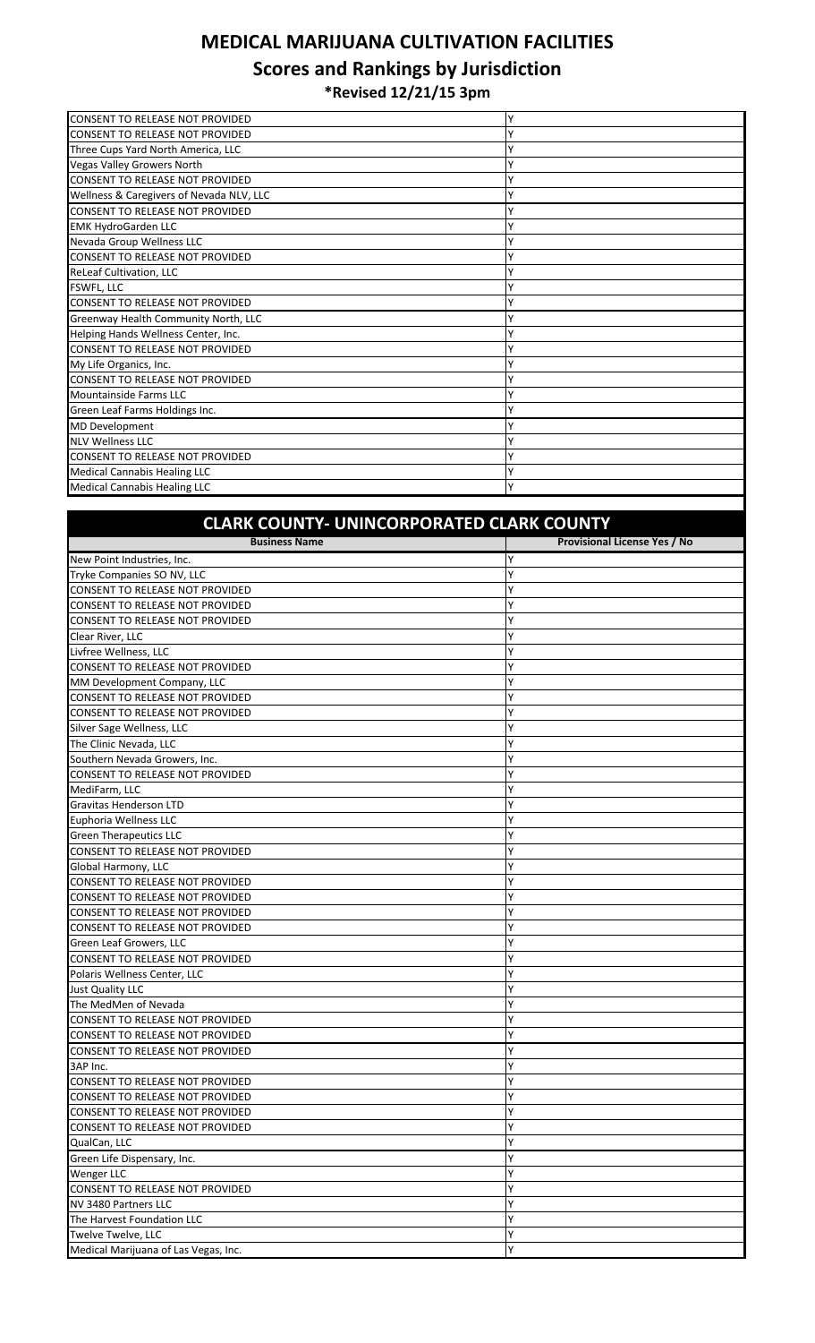# MEDICAL MARIJUANA CULTIVATION FACILITIES

## Scores and Rankings by Jurisdiction

### *Revised 12/21/15 3pm

| | |
|---|---|
| CONSENT TO RELEASE NOT PROVIDED | Y |
| CONSENT TO RELEASE NOT PROVIDED | Y |
| Three Cups Yard North America, LLC | Y |
| Vegas Valley Growers North | Y |
| CONSENT TO RELEASE NOT PROVIDED | Y |
| Wellness & Caregivers of Nevada NLV, LLC | Y |
| CONSENT TO RELEASE NOT PROVIDED | Y |
| EMK HydroGarden LLC | Y |
| Nevada Group Wellness LLC | Y |
| CONSENT TO RELEASE NOT PROVIDED | Y |
| ReLeaf Cultivation, LLC | Y |
| FSWFL, LLC | Y |
| CONSENT TO RELEASE NOT PROVIDED | Y |
| Greenway Health Community North, LLC | Y |
| Helping Hands Wellness Center, Inc. | Y |
| CONSENT TO RELEASE NOT PROVIDED | Y |
| My Life Organics, Inc. | Y |
| CONSENT TO RELEASE NOT PROVIDED | Y |
| Mountainside Farms LLC | Y |
| Green Leaf Farms Holdings Inc. | Y |
| MD Development | Y |
| NLV Wellness LLC | Y |
| CONSENT TO RELEASE NOT PROVIDED | Y |
| Medical Cannabis Healing LLC | Y |
| Medical Cannabis Healing LLC | Y |

## CLARK COUNTY- UNINCORPORATED CLARK COUNTY

| Business Name | Provisional License Yes / No |
|---|---|
| New Point Industries, Inc. | Y |
| Tryke Companies SO NV, LLC | Y |
| CONSENT TO RELEASE NOT PROVIDED | Y |
| CONSENT TO RELEASE NOT PROVIDED | Y |
| CONSENT TO RELEASE NOT PROVIDED | Y |
| Clear River, LLC | Y |
| Livfree Wellness, LLC | Y |
| CONSENT TO RELEASE NOT PROVIDED | Y |
| MM Development Company, LLC | Y |
| CONSENT TO RELEASE NOT PROVIDED | Y |
| CONSENT TO RELEASE NOT PROVIDED | Y |
| Silver Sage Wellness, LLC | Y |
| The Clinic Nevada, LLC | Y |
| Southern Nevada Growers, Inc. | Y |
| CONSENT TO RELEASE NOT PROVIDED | Y |
| MediFarm, LLC | Y |
| Gravitas Henderson LTD | Y |
| Euphoria Wellness LLC | Y |
| Green Therapeutics LLC | Y |
| CONSENT TO RELEASE NOT PROVIDED | Y |
| Global Harmony, LLC | Y |
| CONSENT TO RELEASE NOT PROVIDED | Y |
| CONSENT TO RELEASE NOT PROVIDED | Y |
| CONSENT TO RELEASE NOT PROVIDED | Y |
| CONSENT TO RELEASE NOT PROVIDED | Y |
| Green Leaf Growers, LLC | Y |
| CONSENT TO RELEASE NOT PROVIDED | Y |
| Polaris Wellness Center, LLC | Y |
| Just Quality LLC | Y |
| The MedMen of Nevada | Y |
| CONSENT TO RELEASE NOT PROVIDED | Y |
| CONSENT TO RELEASE NOT PROVIDED | Y |
| CONSENT TO RELEASE NOT PROVIDED | Y |
| 3AP Inc. | Y |
| CONSENT TO RELEASE NOT PROVIDED | Y |
| CONSENT TO RELEASE NOT PROVIDED | Y |
| CONSENT TO RELEASE NOT PROVIDED | Y |
| CONSENT TO RELEASE NOT PROVIDED | Y |
| QualCan, LLC | Y |
| Green Life Dispensary, Inc. | Y |
| Wenger LLC | Y |
| CONSENT TO RELEASE NOT PROVIDED | Y |
| NV 3480 Partners LLC | Y |
| The Harvest Foundation LLC | Y |
| Twelve Twelve, LLC | Y |
| Medical Marijuana of Las Vegas, Inc. | Y |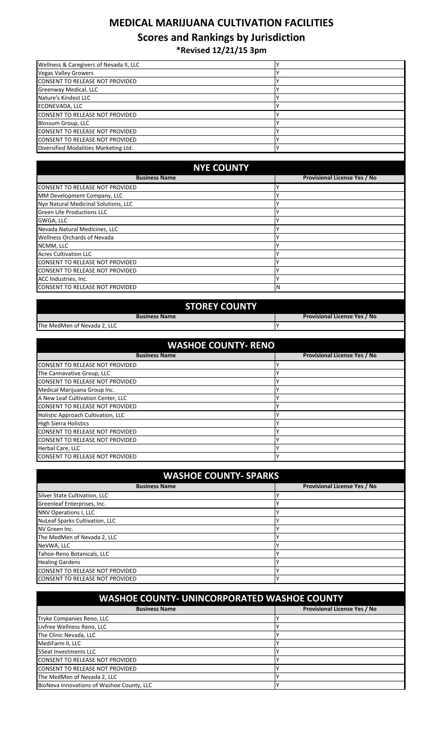# MEDICAL MARIJUANA CULTIVATION FACILITIES

## Scores and Rankings by Jurisdiction

### *Revised 12/21/15 3pm

| | |
|---|---|
| Wellness & Caregivers of Nevada II, LLC | Y |
| Vegas Valley Growers | Y |
| CONSENT TO RELEASE NOT PROVIDED | Y |
| Greenway Medical, LLC | Y |
| Nature's Kindest LLC | Y |
| ECONEVADA, LLC | Y |
| CONSENT TO RELEASE NOT PROVIDED | Y |
| Blossum Group, LLC | Y |
| CONSENT TO RELEASE NOT PROVIDED | Y |
| CONSENT TO RELEASE NOT PROVIDED | Y |
| Diversified Modalities Marketing Ltd. | Y |

## NYE COUNTY

| Business Name | Provisional License Yes / No |
|---|---|
| CONSENT TO RELEASE NOT PROVIDED | Y |
| MM Development Company, LLC | Y |
| Nye Natural Medicinal Solutions, LLC | Y |
| Green Life Productions LLC | Y |
| GWGA, LLC | Y |
| Nevada Natural Medicines, LLC | Y |
| Wellness Orchards of Nevada | Y |
| NCMM, LLC | Y |
| Acres Cultivation LLC | Y |
| CONSENT TO RELEASE NOT PROVIDED | Y |
| CONSENT TO RELEASE NOT PROVIDED | Y |
| ACC Industries, Inc. | Y |
| CONSENT TO RELEASE NOT PROVIDED | N |

## STOREY COUNTY

| Business Name | Provisional License Yes / No |
|---|---|
| The MedMen of Nevada 2, LLC | Y |

## WASHOE COUNTY- RENO

| Business Name | Provisional License Yes / No |
|---|---|
| CONSENT TO RELEASE NOT PROVIDED | Y |
| The Cannavative Group, LLC | Y |
| CONSENT TO RELEASE NOT PROVIDED | Y |
| Medical Marijuana Group Inc. | Y |
| A New Leaf Cultivation Center, LLC | Y |
| CONSENT TO RELEASE NOT PROVIDED | Y |
| Holistic Approach Cultivation, LLC | Y |
| High Sierra Holistics | Y |
| CONSENT TO RELEASE NOT PROVIDED | Y |
| CONSENT TO RELEASE NOT PROVIDED | Y |
| Herbal Care, LLC | Y |
| CONSENT TO RELEASE NOT PROVIDED | Y |

## WASHOE COUNTY- SPARKS

| Business Name | Provisional License Yes / No |
|---|---|
| Silver State Cultivation, LLC | Y |
| Greenleaf Enterprises, Inc. | Y |
| NNV Operations I, LLC | Y |
| NuLeaf Sparks Cultivation, LLC | Y |
| NV Green Inc. | Y |
| The MedMen of Nevada 2, LLC | Y |
| NeVWA, LLC | Y |
| Tahoe-Reno Botanicals, LLC | Y |
| Healing Gardens | Y |
| CONSENT TO RELEASE NOT PROVIDED | Y |
| CONSENT TO RELEASE NOT PROVIDED | Y |

## WASHOE COUNTY- UNINCORPORATED WASHOE COUNTY

| Business Name | Provisional License Yes / No |
|---|---|
| Tryke Companies Reno, LLC | Y |
| Livfree Wellness Reno, LLC | Y |
| The Clinic Nevada, LLC | Y |
| MediFarm II, LLC | Y |
| 5Seat Investments LLC | Y |
| CONSENT TO RELEASE NOT PROVIDED | Y |
| CONSENT TO RELEASE NOT PROVIDED | Y |
| The MedMen of Nevada 2, LLC | Y |
| BioNeva Innovations of Washoe County, LLC | Y |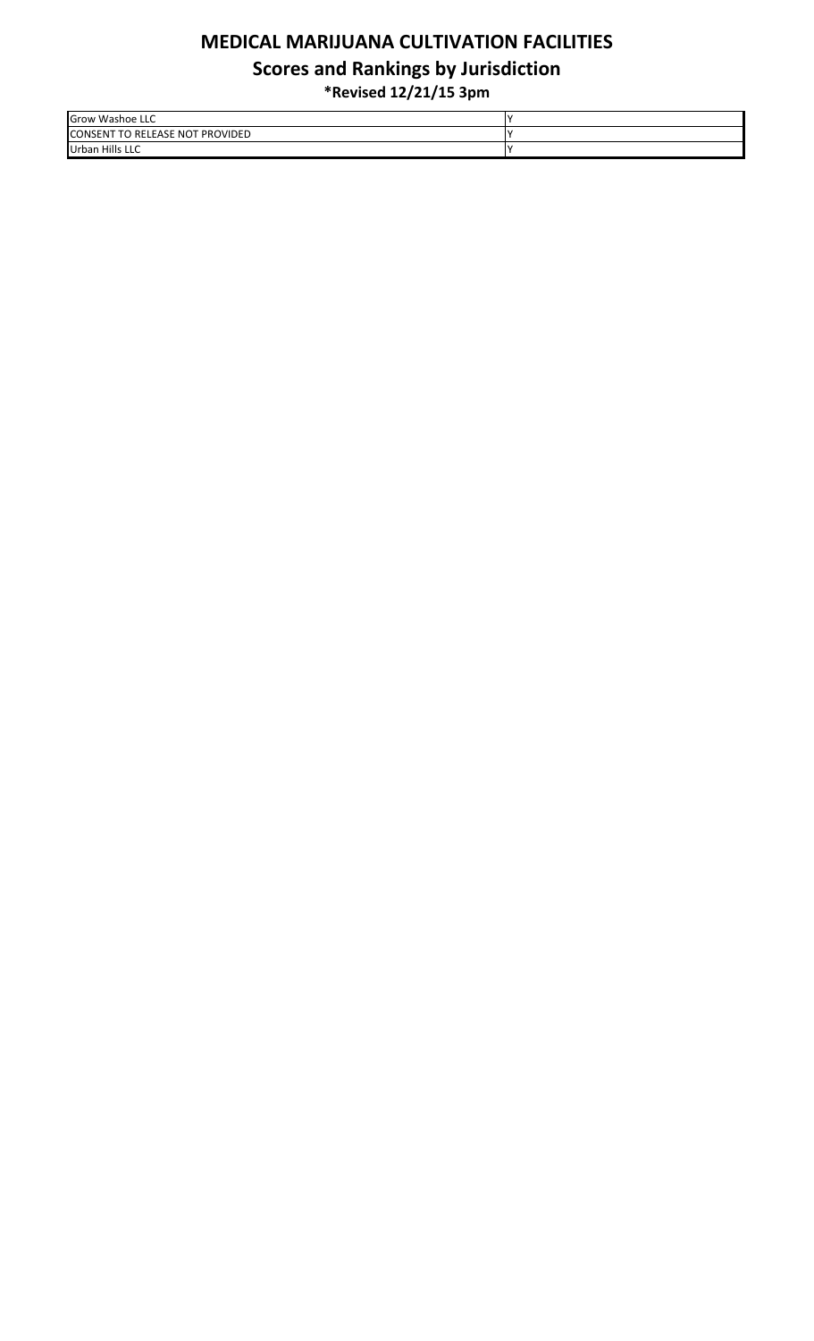# MEDICAL MARIJUANA CULTIVATION FACILITIES

## Scores and Rankings by Jurisdiction

### *Revised 12/21/15 3pm

| | |
|---|---|
| Grow Washoe LLC | Y |
| CONSENT TO RELEASE NOT PROVIDED | Y |
| Urban Hills LLC | Y |